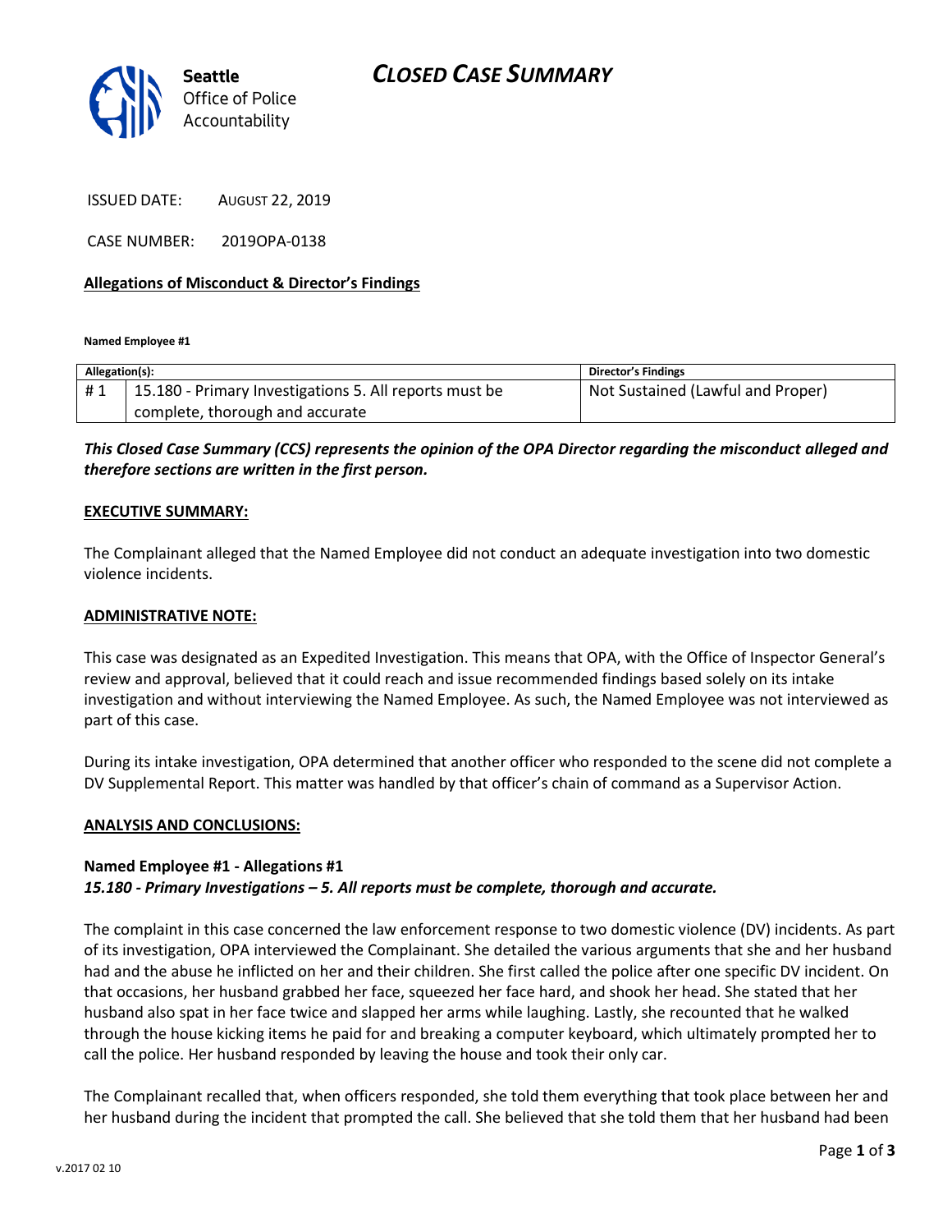Seattle Office of Police Accountability

# *CLOSED CASE SUMMARY*

ISSUED DATE: AUGUST 22, 2019

CASE NUMBER: 2019OPA-0138

**Allegations of Misconduct & Director's Findings**

**Named Employee #1**

| Allegation(s): | | Director's Findings |
|---|---|---|
| # 1 | 15.180 - Primary Investigations 5. All reports must be complete, thorough and accurate | Not Sustained (Lawful and Proper) |

***This Closed Case Summary (CCS) represents the opinion of the OPA Director regarding the misconduct alleged and therefore sections are written in the first person.***

**EXECUTIVE SUMMARY:**

The Complainant alleged that the Named Employee did not conduct an adequate investigation into two domestic violence incidents.

**ADMINISTRATIVE NOTE:**

This case was designated as an Expedited Investigation. This means that OPA, with the Office of Inspector General's review and approval, believed that it could reach and issue recommended findings based solely on its intake investigation and without interviewing the Named Employee. As such, the Named Employee was not interviewed as part of this case.

During its intake investigation, OPA determined that another officer who responded to the scene did not complete a DV Supplemental Report. This matter was handled by that officer's chain of command as a Supervisor Action.

**ANALYSIS AND CONCLUSIONS:**

**Named Employee #1 - Allegations #1**
***15.180 - Primary Investigations – 5. All reports must be complete, thorough and accurate.***

The complaint in this case concerned the law enforcement response to two domestic violence (DV) incidents. As part of its investigation, OPA interviewed the Complainant. She detailed the various arguments that she and her husband had and the abuse he inflicted on her and their children. She first called the police after one specific DV incident. On that occasions, her husband grabbed her face, squeezed her face hard, and shook her head. She stated that her husband also spat in her face twice and slapped her arms while laughing. Lastly, she recounted that he walked through the house kicking items he paid for and breaking a computer keyboard, which ultimately prompted her to call the police. Her husband responded by leaving the house and took their only car.

The Complainant recalled that, when officers responded, she told them everything that took place between her and her husband during the incident that prompted the call. She believed that she told them that her husband had been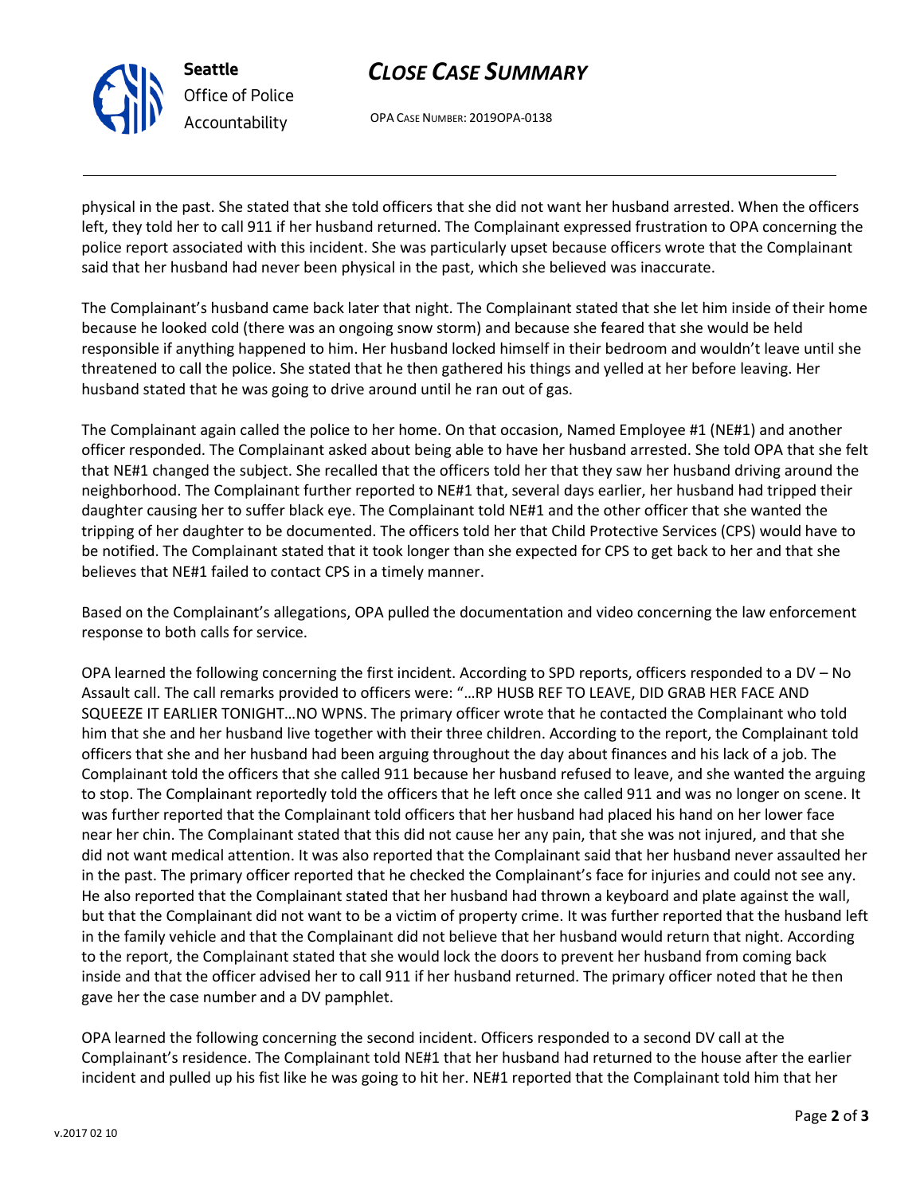physical in the past. She stated that she told officers that she did not want her husband arrested. When the officers left, they told her to call 911 if her husband returned. The Complainant expressed frustration to OPA concerning the police report associated with this incident. She was particularly upset because officers wrote that the Complainant said that her husband had never been physical in the past, which she believed was inaccurate.

The Complainant's husband came back later that night. The Complainant stated that she let him inside of their home because he looked cold (there was an ongoing snow storm) and because she feared that she would be held responsible if anything happened to him. Her husband locked himself in their bedroom and wouldn't leave until she threatened to call the police. She stated that he then gathered his things and yelled at her before leaving. Her husband stated that he was going to drive around until he ran out of gas.

The Complainant again called the police to her home. On that occasion, Named Employee #1 (NE#1) and another officer responded. The Complainant asked about being able to have her husband arrested. She told OPA that she felt that NE#1 changed the subject. She recalled that the officers told her that they saw her husband driving around the neighborhood. The Complainant further reported to NE#1 that, several days earlier, her husband had tripped their daughter causing her to suffer black eye. The Complainant told NE#1 and the other officer that she wanted the tripping of her daughter to be documented. The officers told her that Child Protective Services (CPS) would have to be notified. The Complainant stated that it took longer than she expected for CPS to get back to her and that she believes that NE#1 failed to contact CPS in a timely manner.

Based on the Complainant's allegations, OPA pulled the documentation and video concerning the law enforcement response to both calls for service.

OPA learned the following concerning the first incident. According to SPD reports, officers responded to a DV – No Assault call. The call remarks provided to officers were: "…RP HUSB REF TO LEAVE, DID GRAB HER FACE AND SQUEEZE IT EARLIER TONIGHT…NO WPNS. The primary officer wrote that he contacted the Complainant who told him that she and her husband live together with their three children. According to the report, the Complainant told officers that she and her husband had been arguing throughout the day about finances and his lack of a job. The Complainant told the officers that she called 911 because her husband refused to leave, and she wanted the arguing to stop. The Complainant reportedly told the officers that he left once she called 911 and was no longer on scene. It was further reported that the Complainant told officers that her husband had placed his hand on her lower face near her chin. The Complainant stated that this did not cause her any pain, that she was not injured, and that she did not want medical attention. It was also reported that the Complainant said that her husband never assaulted her in the past. The primary officer reported that he checked the Complainant's face for injuries and could not see any. He also reported that the Complainant stated that her husband had thrown a keyboard and plate against the wall, but that the Complainant did not want to be a victim of property crime. It was further reported that the husband left in the family vehicle and that the Complainant did not believe that her husband would return that night. According to the report, the Complainant stated that she would lock the doors to prevent her husband from coming back inside and that the officer advised her to call 911 if her husband returned. The primary officer noted that he then gave her the case number and a DV pamphlet.

OPA learned the following concerning the second incident. Officers responded to a second DV call at the Complainant's residence. The Complainant told NE#1 that her husband had returned to the house after the earlier incident and pulled up his fist like he was going to hit her. NE#1 reported that the Complainant told him that her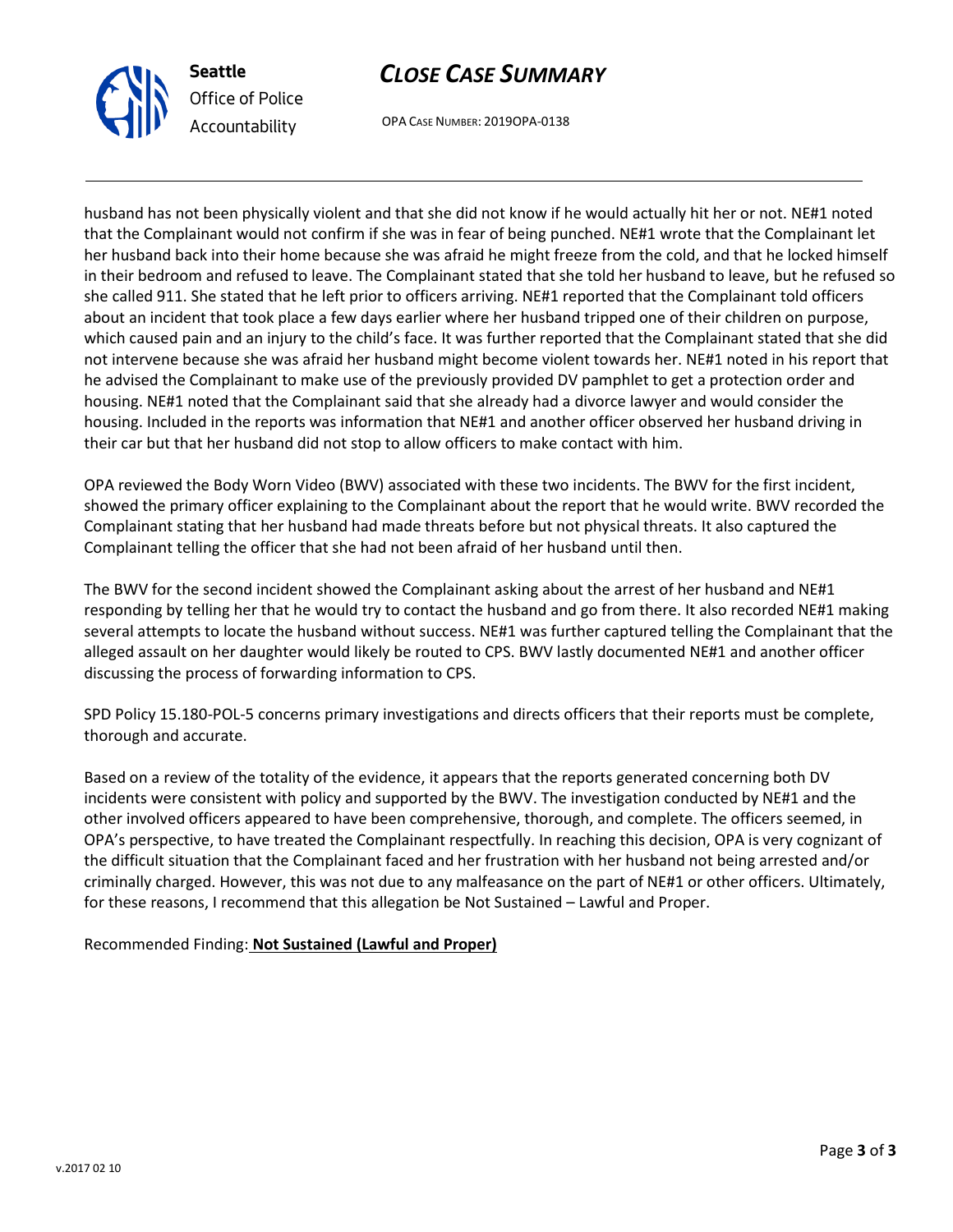husband has not been physically violent and that she did not know if he would actually hit her or not. NE#1 noted that the Complainant would not confirm if she was in fear of being punched. NE#1 wrote that the Complainant let her husband back into their home because she was afraid he might freeze from the cold, and that he locked himself in their bedroom and refused to leave. The Complainant stated that she told her husband to leave, but he refused so she called 911. She stated that he left prior to officers arriving. NE#1 reported that the Complainant told officers about an incident that took place a few days earlier where her husband tripped one of their children on purpose, which caused pain and an injury to the child's face. It was further reported that the Complainant stated that she did not intervene because she was afraid her husband might become violent towards her. NE#1 noted in his report that he advised the Complainant to make use of the previously provided DV pamphlet to get a protection order and housing. NE#1 noted that the Complainant said that she already had a divorce lawyer and would consider the housing. Included in the reports was information that NE#1 and another officer observed her husband driving in their car but that her husband did not stop to allow officers to make contact with him.

OPA reviewed the Body Worn Video (BWV) associated with these two incidents. The BWV for the first incident, showed the primary officer explaining to the Complainant about the report that he would write. BWV recorded the Complainant stating that her husband had made threats before but not physical threats. It also captured the Complainant telling the officer that she had not been afraid of her husband until then.

The BWV for the second incident showed the Complainant asking about the arrest of her husband and NE#1 responding by telling her that he would try to contact the husband and go from there. It also recorded NE#1 making several attempts to locate the husband without success. NE#1 was further captured telling the Complainant that the alleged assault on her daughter would likely be routed to CPS. BWV lastly documented NE#1 and another officer discussing the process of forwarding information to CPS.

SPD Policy 15.180-POL-5 concerns primary investigations and directs officers that their reports must be complete, thorough and accurate.

Based on a review of the totality of the evidence, it appears that the reports generated concerning both DV incidents were consistent with policy and supported by the BWV. The investigation conducted by NE#1 and the other involved officers appeared to have been comprehensive, thorough, and complete. The officers seemed, in OPA's perspective, to have treated the Complainant respectfully. In reaching this decision, OPA is very cognizant of the difficult situation that the Complainant faced and her frustration with her husband not being arrested and/or criminally charged. However, this was not due to any malfeasance on the part of NE#1 or other officers. Ultimately, for these reasons, I recommend that this allegation be Not Sustained – Lawful and Proper.

Recommended Finding: **Not Sustained (Lawful and Proper)**